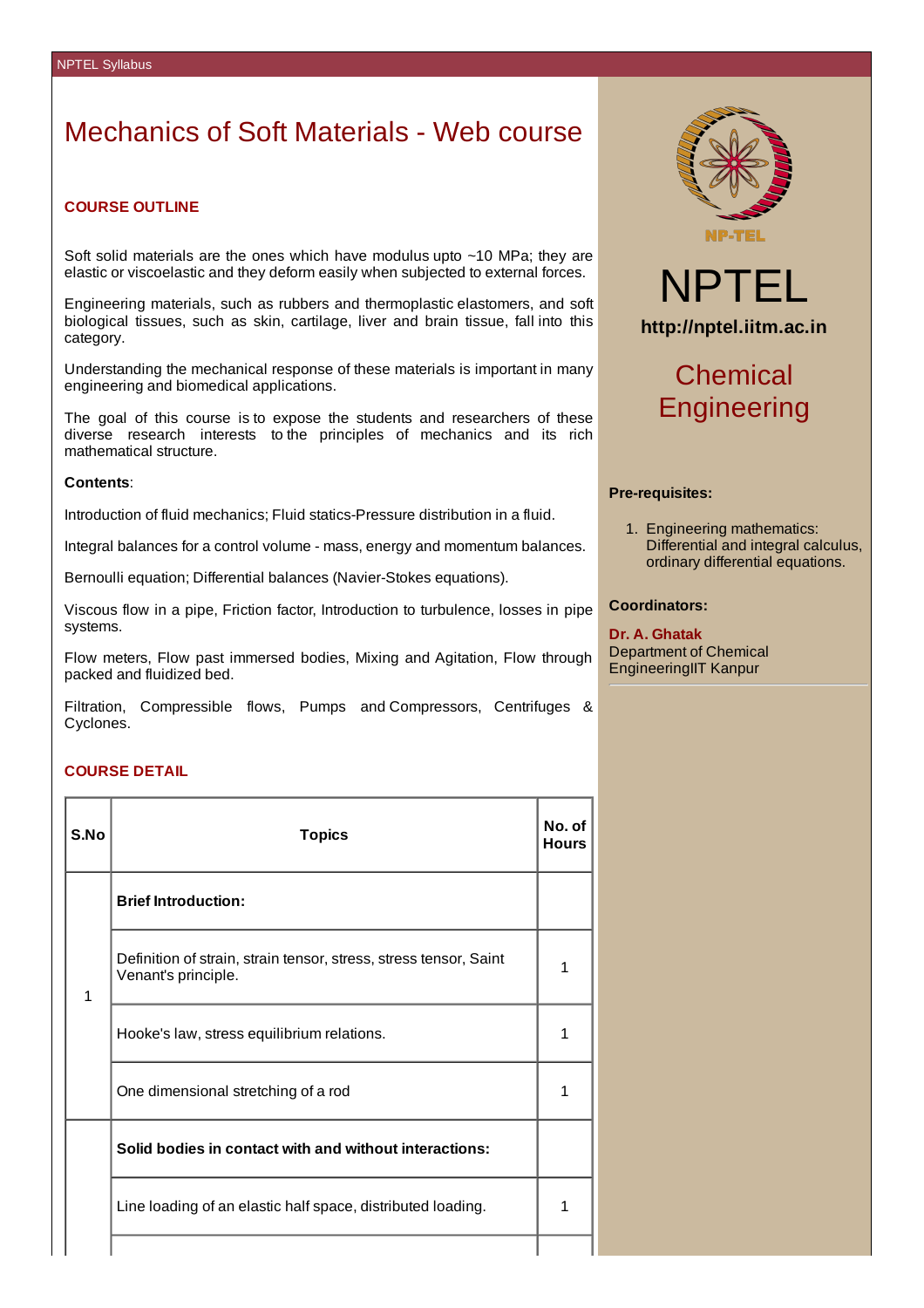# Mechanics of Soft Materials - Web course

## COURSE OUTLINE

Soft solid materials are the ones which have modulus upto ~10 MPa; they are elastic or viscoelastic and they deform easily when subjected to external forces.

Engineering materials, such as rubbers and thermoplastic elastomers, and soft biological tissues, such as skin, cartilage, liver and brain tissue, fall into this category.

Understanding the mechanical response of these materials is important in many engineering and biomedical applications.

The goal of this course is to expose the students and researchers of these diverse research interests to the principles of mechanics and its rich mathematical structure.

**Contents**:

Introduction of fluid mechanics; Fluid statics-Pressure distribution in a fluid.

Integral balances for a control volume - mass, energy and momentum balances.

Bernoulli equation; Differential balances (Navier-Stokes equations).

Viscous flow in a pipe, Friction factor, Introduction to turbulence, losses in pipe systems.

Flow meters, Flow past immersed bodies, Mixing and Agitation, Flow through packed and fluidized bed.

Filtration, Compressible flows, Pumps and Compressors, Centrifuges & Cyclones.

## COURSE DETAIL

| S.No | Topics | No. of Hours |
|---|---|---|
| 1 | **Brief Introduction:** | |
| | Definition of strain, strain tensor, stress, stress tensor, Saint Venant's principle. | 1 |
| | Hooke's law, stress equilibrium relations. | 1 |
| | One dimensional stretching of a rod | 1 |
| | **Solid bodies in contact with and without interactions:** | |
| | Line loading of an elastic half space, distributed loading. | 1 |

NPTEL

http://nptel.iitm.ac.in

## Chemical Engineering

**Pre-requisites:**

1. Engineering mathematics: Differential and integral calculus, ordinary differential equations.

**Coordinators:**

**Dr. A. Ghatak**
Department of Chemical EngineeringIIT Kanpur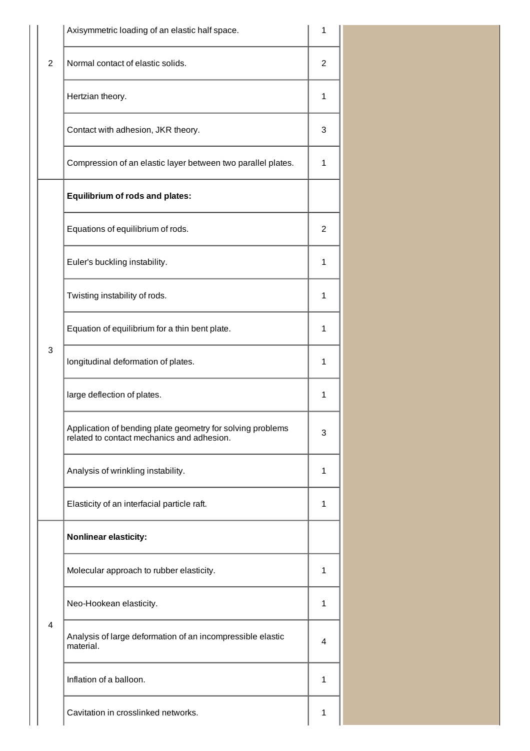| | | |
|---|---|---|
| 2 | Axisymmetric loading of an elastic half space. | 1 |
| | Normal contact of elastic solids. | 2 |
| | Hertzian theory. | 1 |
| | Contact with adhesion, JKR theory. | 3 |
| | Compression of an elastic layer between two parallel plates. | 1 |
| 3 | **Equilibrium of rods and plates:** | |
| | Equations of equilibrium of rods. | 2 |
| | Euler's buckling instability. | 1 |
| | Twisting instability of rods. | 1 |
| | Equation of equilibrium for a thin bent plate. | 1 |
| | longitudinal deformation of plates. | 1 |
| | large deflection of plates. | 1 |
| | Application of bending plate geometry for solving problems related to contact mechanics and adhesion. | 3 |
| | Analysis of wrinkling instability. | 1 |
| | Elasticity of an interfacial particle raft. | 1 |
| 4 | **Nonlinear elasticity:** | |
| | Molecular approach to rubber elasticity. | 1 |
| | Neo-Hookean elasticity. | 1 |
| | Analysis of large deformation of an incompressible elastic material. | 4 |
| | Inflation of a balloon. | 1 |
| | Cavitation in crosslinked networks. | 1 |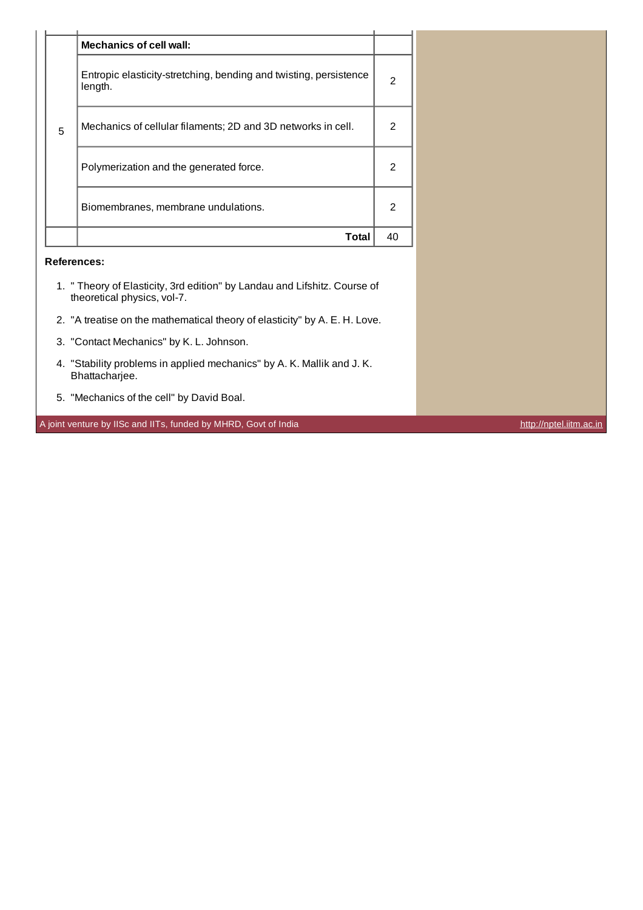| | | |
|---|---|---|
| 5 | **Mechanics of cell wall:** | |
| | Entropic elasticity-stretching, bending and twisting, persistence length. | 2 |
| | Mechanics of cellular filaments; 2D and 3D networks in cell. | 2 |
| | Polymerization and the generated force. | 2 |
| | Biomembranes, membrane undulations. | 2 |
| | **Total** | 40 |

**References:**

1. " Theory of Elasticity, 3rd edition" by Landau and Lifshitz. Course of theoretical physics, vol-7.
2. "A treatise on the mathematical theory of elasticity" by A. E. H. Love.
3. "Contact Mechanics" by K. L. Johnson.
4. "Stability problems in applied mechanics" by A. K. Mallik and J. K. Bhattacharjee.
5. "Mechanics of the cell" by David Boal.

A joint venture by IISc and IITs, funded by MHRD, Govt of India http://nptel.iitm.ac.in